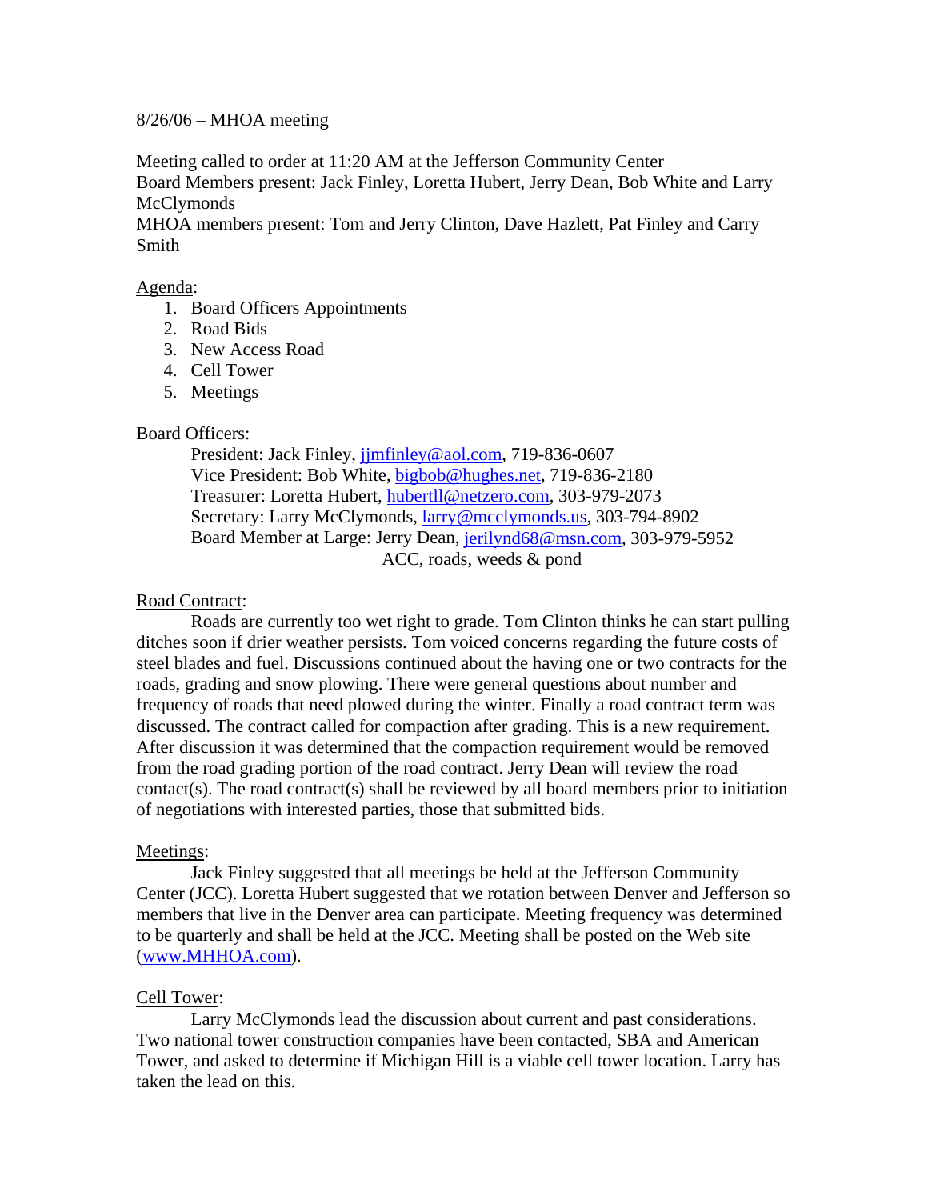8/26/06 – MHOA meeting

Meeting called to order at 11:20 AM at the Jefferson Community Center
Board Members present: Jack Finley, Loretta Hubert, Jerry Dean, Bob White and Larry McClymonds
MHOA members present: Tom and Jerry Clinton, Dave Hazlett, Pat Finley and Carry Smith

<u>Agenda</u>:

1. Board Officers Appointments
2. Road Bids
3. New Access Road
4. Cell Tower
5. Meetings

<u>Board Officers</u>:

President: Jack Finley, jjmfinley@aol.com, 719-836-0607
Vice President: Bob White, bigbob@hughes.net, 719-836-2180
Treasurer: Loretta Hubert, hubertll@netzero.com, 303-979-2073
Secretary: Larry McClymonds, larry@mcclymonds.us, 303-794-8902
Board Member at Large: Jerry Dean, jerilynd68@msn.com, 303-979-5952
ACC, roads, weeds & pond

<u>Road Contract</u>:

Roads are currently too wet right to grade. Tom Clinton thinks he can start pulling ditches soon if drier weather persists. Tom voiced concerns regarding the future costs of steel blades and fuel. Discussions continued about the having one or two contracts for the roads, grading and snow plowing. There were general questions about number and frequency of roads that need plowed during the winter. Finally a road contract term was discussed. The contract called for compaction after grading. This is a new requirement. After discussion it was determined that the compaction requirement would be removed from the road grading portion of the road contract. Jerry Dean will review the road contact(s). The road contract(s) shall be reviewed by all board members prior to initiation of negotiations with interested parties, those that submitted bids.

<u>Meetings</u>:

Jack Finley suggested that all meetings be held at the Jefferson Community Center (JCC). Loretta Hubert suggested that we rotation between Denver and Jefferson so members that live in the Denver area can participate. Meeting frequency was determined to be quarterly and shall be held at the JCC. Meeting shall be posted on the Web site (www.MHHOA.com).

<u>Cell Tower</u>:

Larry McClymonds lead the discussion about current and past considerations. Two national tower construction companies have been contacted, SBA and American Tower, and asked to determine if Michigan Hill is a viable cell tower location. Larry has taken the lead on this.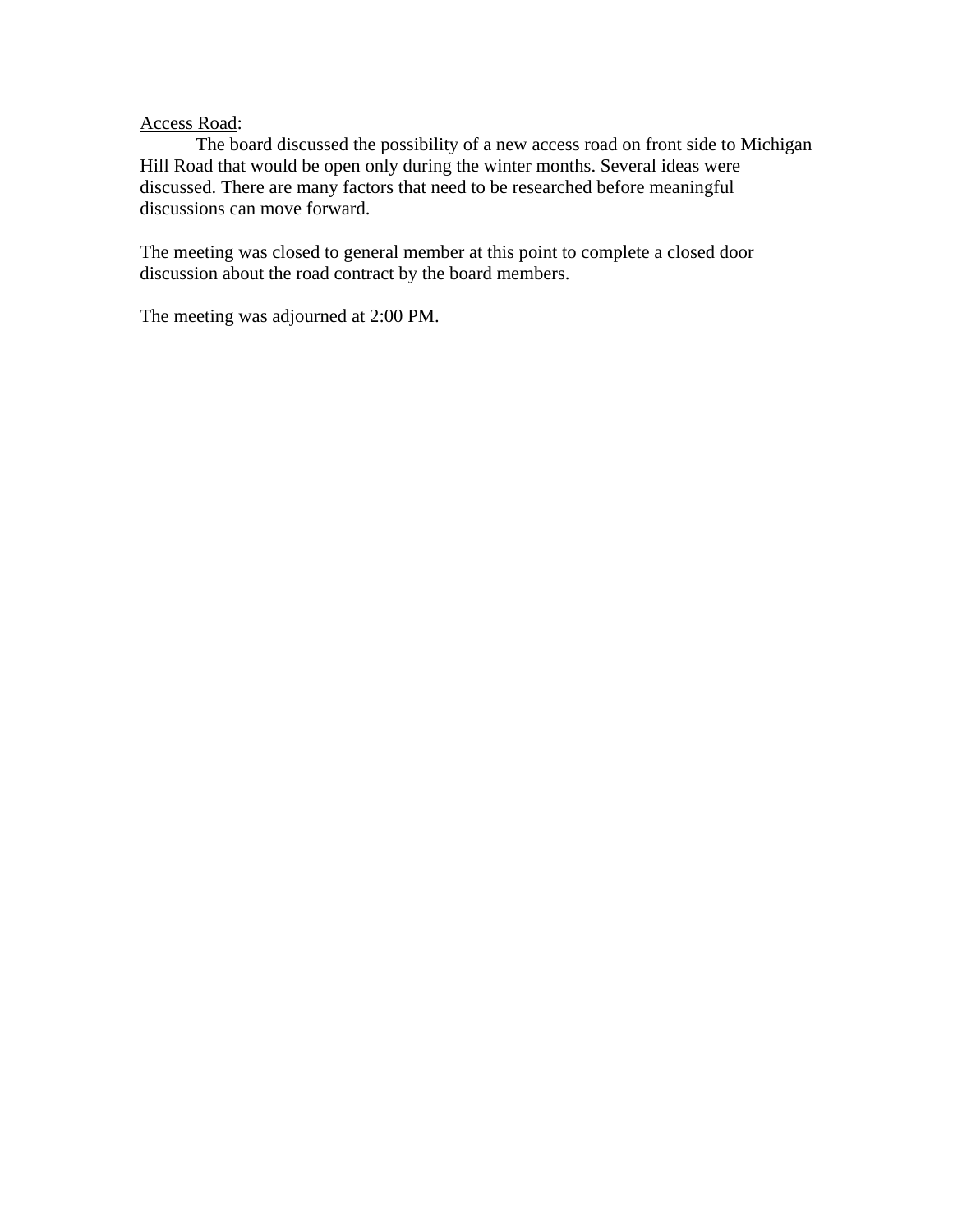<u>Access Road</u>:

The board discussed the possibility of a new access road on front side to Michigan Hill Road that would be open only during the winter months. Several ideas were discussed. There are many factors that need to be researched before meaningful discussions can move forward.

The meeting was closed to general member at this point to complete a closed door discussion about the road contract by the board members.

The meeting was adjourned at 2:00 PM.